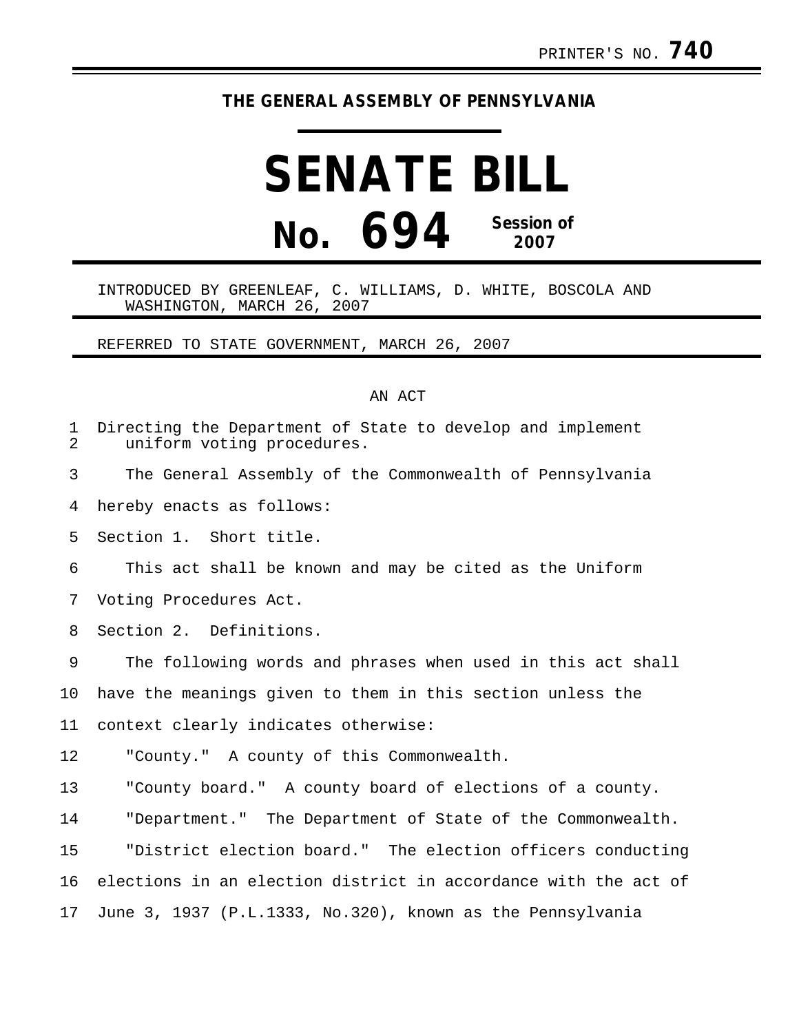PRINTER'S NO. **740**

**THE GENERAL ASSEMBLY OF PENNSYLVANIA**

# SENATE BILL

# No. 694 Session of 2007

INTRODUCED BY GREENLEAF, C. WILLIAMS, D. WHITE, BOSCOLA AND WASHINGTON, MARCH 26, 2007

REFERRED TO STATE GOVERNMENT, MARCH 26, 2007

AN ACT

Directing the Department of State to develop and implement uniform voting procedures.

The General Assembly of the Commonwealth of Pennsylvania hereby enacts as follows:

Section 1. Short title.

This act shall be known and may be cited as the Uniform Voting Procedures Act.

Section 2. Definitions.

The following words and phrases when used in this act shall have the meanings given to them in this section unless the context clearly indicates otherwise:

"County." A county of this Commonwealth.

"County board." A county board of elections of a county.

"Department." The Department of State of the Commonwealth.

"District election board." The election officers conducting elections in an election district in accordance with the act of June 3, 1937 (P.L.1333, No.320), known as the Pennsylvania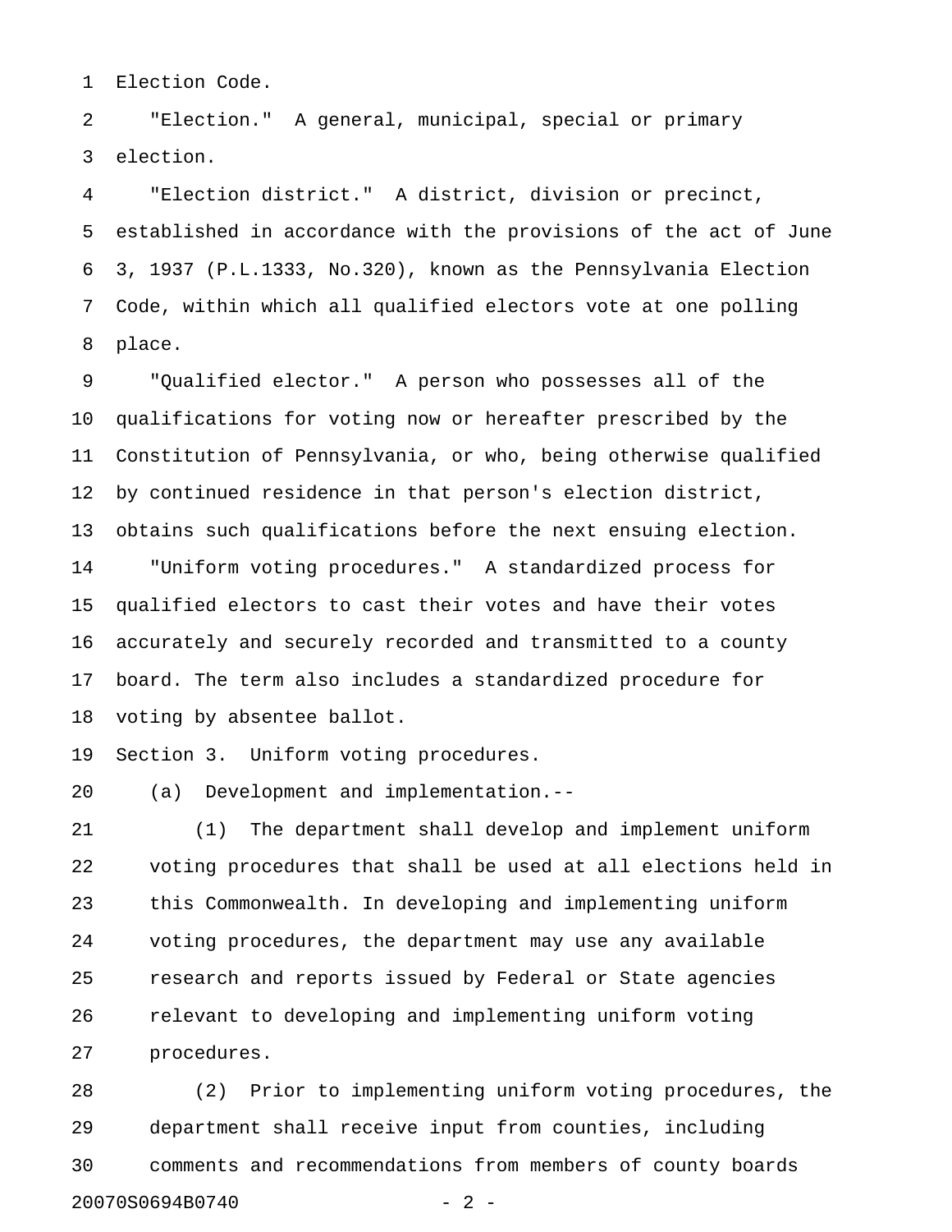Election Code.

"Election." A general, municipal, special or primary election.

"Election district." A district, division or precinct, established in accordance with the provisions of the act of June 3, 1937 (P.L.1333, No.320), known as the Pennsylvania Election Code, within which all qualified electors vote at one polling place.

"Qualified elector." A person who possesses all of the qualifications for voting now or hereafter prescribed by the Constitution of Pennsylvania, or who, being otherwise qualified by continued residence in that person's election district, obtains such qualifications before the next ensuing election.

"Uniform voting procedures." A standardized process for qualified electors to cast their votes and have their votes accurately and securely recorded and transmitted to a county board. The term also includes a standardized procedure for voting by absentee ballot.

Section 3. Uniform voting procedures.

(a) Development and implementation.--

(1) The department shall develop and implement uniform voting procedures that shall be used at all elections held in this Commonwealth. In developing and implementing uniform voting procedures, the department may use any available research and reports issued by Federal or State agencies relevant to developing and implementing uniform voting procedures.

(2) Prior to implementing uniform voting procedures, the department shall receive input from counties, including comments and recommendations from members of county boards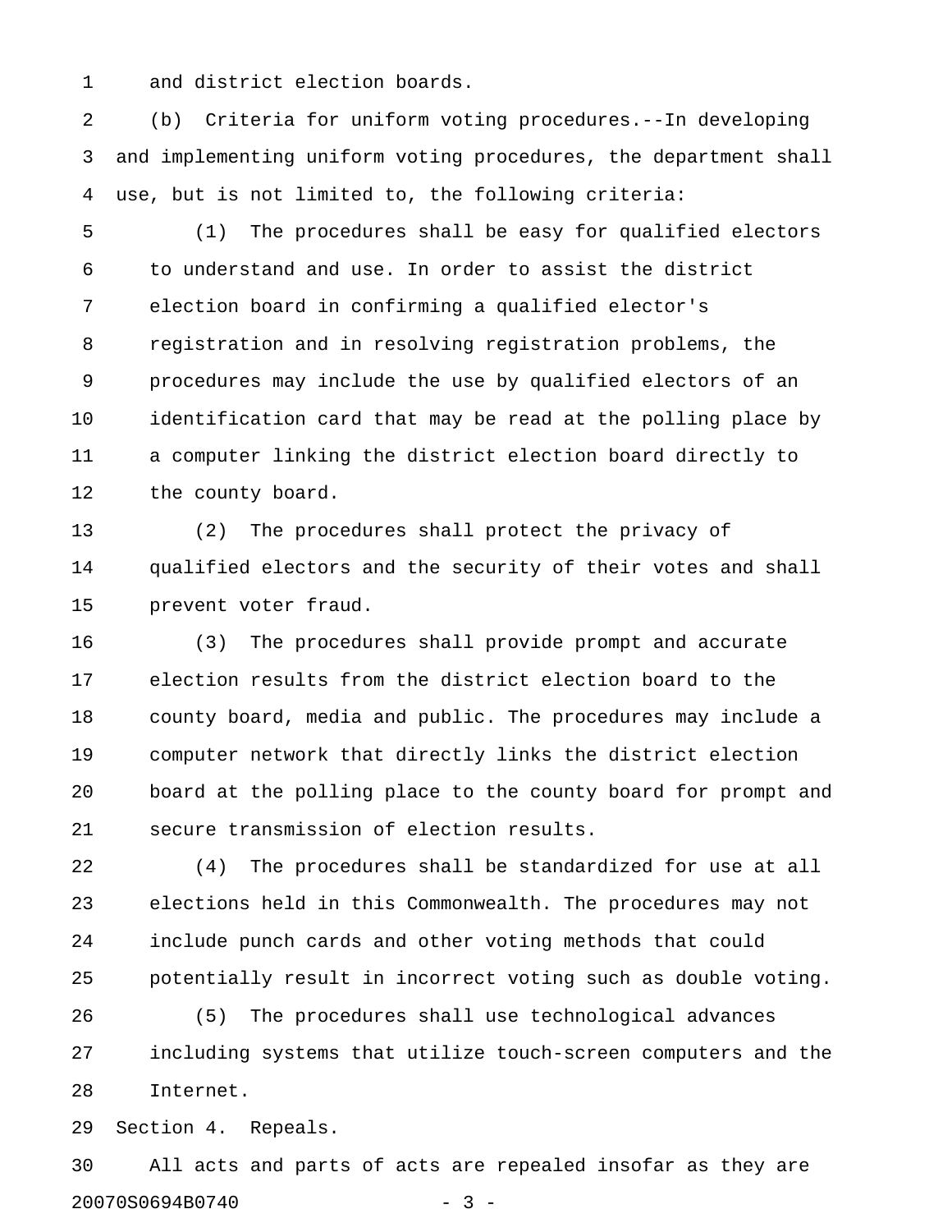and district election boards.

(b) Criteria for uniform voting procedures.--In developing and implementing uniform voting procedures, the department shall use, but is not limited to, the following criteria:

(1) The procedures shall be easy for qualified electors to understand and use. In order to assist the district election board in confirming a qualified elector's registration and in resolving registration problems, the procedures may include the use by qualified electors of an identification card that may be read at the polling place by a computer linking the district election board directly to the county board.

(2) The procedures shall protect the privacy of qualified electors and the security of their votes and shall prevent voter fraud.

(3) The procedures shall provide prompt and accurate election results from the district election board to the county board, media and public. The procedures may include a computer network that directly links the district election board at the polling place to the county board for prompt and secure transmission of election results.

(4) The procedures shall be standardized for use at all elections held in this Commonwealth. The procedures may not include punch cards and other voting methods that could potentially result in incorrect voting such as double voting.

(5) The procedures shall use technological advances including systems that utilize touch-screen computers and the Internet.

Section 4. Repeals.

All acts and parts of acts are repealed insofar as they are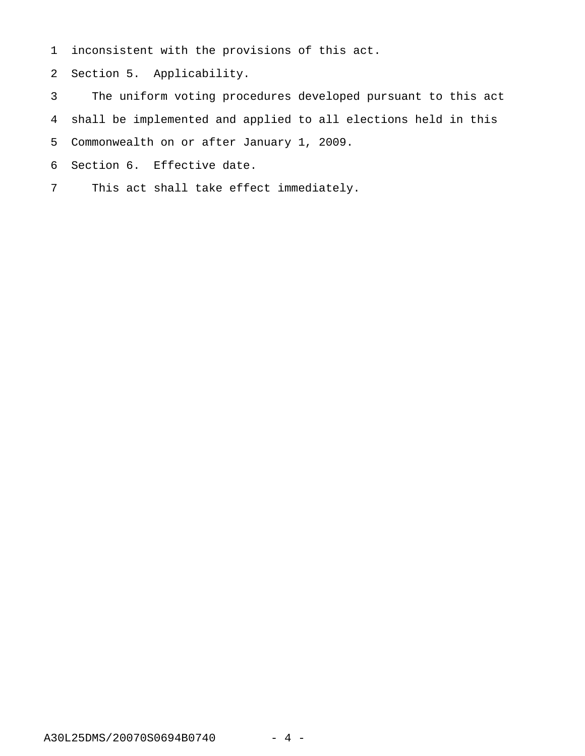inconsistent with the provisions of this act.

Section 5. Applicability.

The uniform voting procedures developed pursuant to this act shall be implemented and applied to all elections held in this Commonwealth on or after January 1, 2009.

Section 6. Effective date.

This act shall take effect immediately.